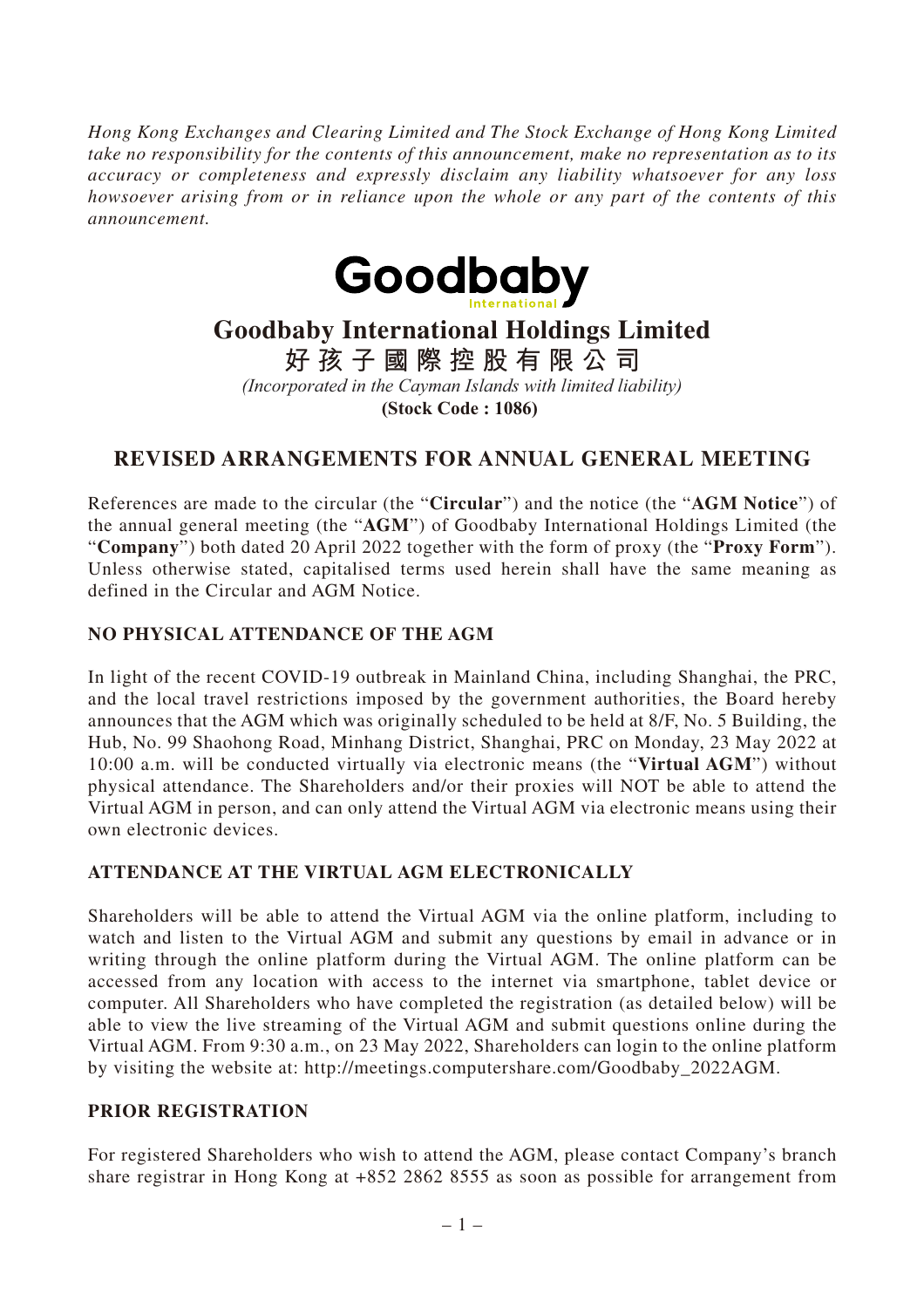*Hong Kong Exchanges and Clearing Limited and The Stock Exchange of Hong Kong Limited take no responsibility for the contents of this announcement, make no representation as to its accuracy or completeness and expressly disclaim any liability whatsoever for any loss howsoever arising from or in reliance upon the whole or any part of the contents of this announcement.*

Goodbaby International

# Goodbaby International Holdings Limited

# 好孩子國際控股有限公司

*(Incorporated in the Cayman Islands with limited liability)*

**(Stock Code : 1086)**

## REVISED ARRANGEMENTS FOR ANNUAL GENERAL MEETING

References are made to the circular (the "**Circular**") and the notice (the "**AGM Notice**") of the annual general meeting (the "**AGM**") of Goodbaby International Holdings Limited (the "**Company**") both dated 20 April 2022 together with the form of proxy (the "**Proxy Form**"). Unless otherwise stated, capitalised terms used herein shall have the same meaning as defined in the Circular and AGM Notice.

### NO PHYSICAL ATTENDANCE OF THE AGM

In light of the recent COVID-19 outbreak in Mainland China, including Shanghai, the PRC, and the local travel restrictions imposed by the government authorities, the Board hereby announces that the AGM which was originally scheduled to be held at 8/F, No. 5 Building, the Hub, No. 99 Shaohong Road, Minhang District, Shanghai, PRC on Monday, 23 May 2022 at 10:00 a.m. will be conducted virtually via electronic means (the "**Virtual AGM**") without physical attendance. The Shareholders and/or their proxies will NOT be able to attend the Virtual AGM in person, and can only attend the Virtual AGM via electronic means using their own electronic devices.

### ATTENDANCE AT THE VIRTUAL AGM ELECTRONICALLY

Shareholders will be able to attend the Virtual AGM via the online platform, including to watch and listen to the Virtual AGM and submit any questions by email in advance or in writing through the online platform during the Virtual AGM. The online platform can be accessed from any location with access to the internet via smartphone, tablet device or computer. All Shareholders who have completed the registration (as detailed below) will be able to view the live streaming of the Virtual AGM and submit questions online during the Virtual AGM. From 9:30 a.m., on 23 May 2022, Shareholders can login to the online platform by visiting the website at: http://meetings.computershare.com/Goodbaby_2022AGM.

### PRIOR REGISTRATION

For registered Shareholders who wish to attend the AGM, please contact Company's branch share registrar in Hong Kong at +852 2862 8555 as soon as possible for arrangement from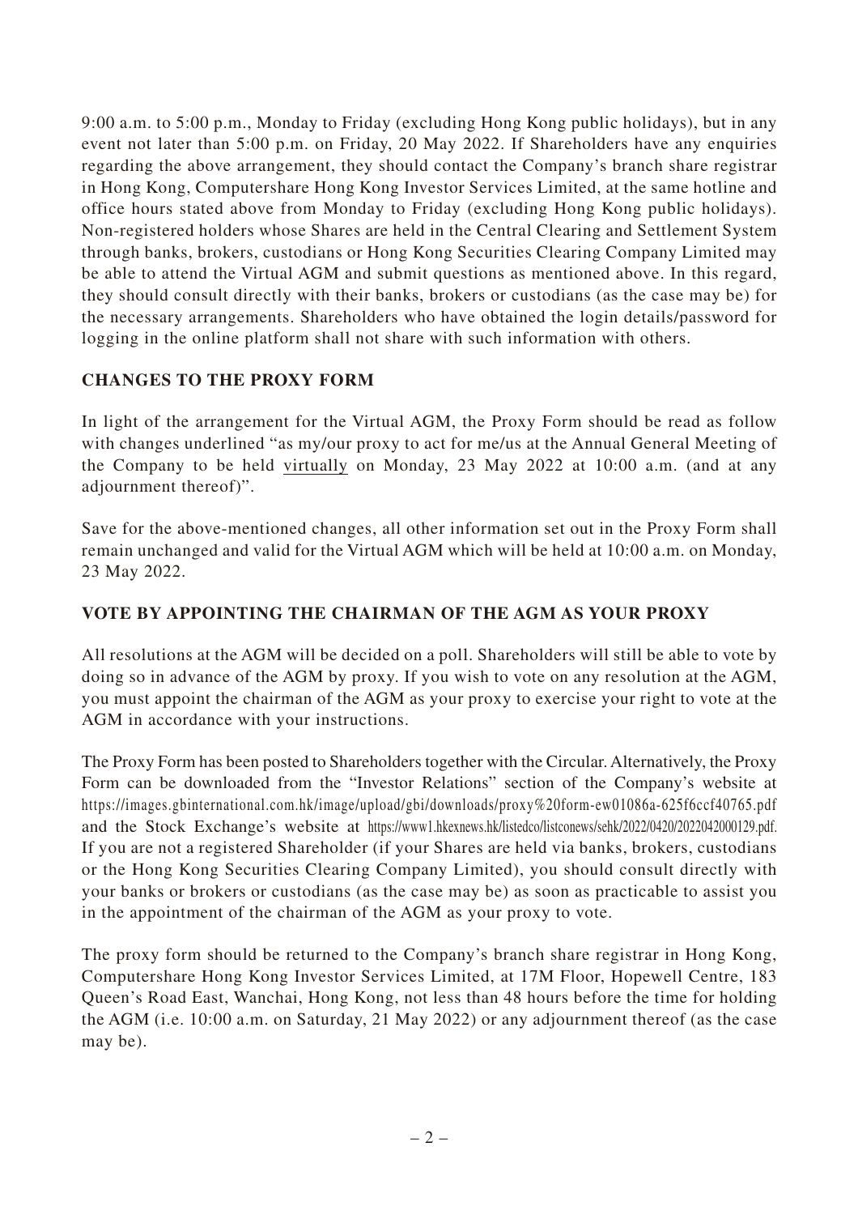9:00 a.m. to 5:00 p.m., Monday to Friday (excluding Hong Kong public holidays), but in any event not later than 5:00 p.m. on Friday, 20 May 2022. If Shareholders have any enquiries regarding the above arrangement, they should contact the Company's branch share registrar in Hong Kong, Computershare Hong Kong Investor Services Limited, at the same hotline and office hours stated above from Monday to Friday (excluding Hong Kong public holidays). Non-registered holders whose Shares are held in the Central Clearing and Settlement System through banks, brokers, custodians or Hong Kong Securities Clearing Company Limited may be able to attend the Virtual AGM and submit questions as mentioned above. In this regard, they should consult directly with their banks, brokers or custodians (as the case may be) for the necessary arrangements. Shareholders who have obtained the login details/password for logging in the online platform shall not share with such information with others.

**CHANGES TO THE PROXY FORM**

In light of the arrangement for the Virtual AGM, the Proxy Form should be read as follow with changes underlined "as my/our proxy to act for me/us at the Annual General Meeting of the Company to be held <u>virtually</u> on Monday, 23 May 2022 at 10:00 a.m. (and at any adjournment thereof)".

Save for the above-mentioned changes, all other information set out in the Proxy Form shall remain unchanged and valid for the Virtual AGM which will be held at 10:00 a.m. on Monday, 23 May 2022.

**VOTE BY APPOINTING THE CHAIRMAN OF THE AGM AS YOUR PROXY**

All resolutions at the AGM will be decided on a poll. Shareholders will still be able to vote by doing so in advance of the AGM by proxy. If you wish to vote on any resolution at the AGM, you must appoint the chairman of the AGM as your proxy to exercise your right to vote at the AGM in accordance with your instructions.

The Proxy Form has been posted to Shareholders together with the Circular. Alternatively, the Proxy Form can be downloaded from the "Investor Relations" section of the Company's website at https://images.gbinternational.com.hk/image/upload/gbi/downloads/proxy%20form-ew01086a-625f6ccf40765.pdf and the Stock Exchange's website at https://www1.hkexnews.hk/listedco/listconews/sehk/2022/0420/2022042000129.pdf. If you are not a registered Shareholder (if your Shares are held via banks, brokers, custodians or the Hong Kong Securities Clearing Company Limited), you should consult directly with your banks or brokers or custodians (as the case may be) as soon as practicable to assist you in the appointment of the chairman of the AGM as your proxy to vote.

The proxy form should be returned to the Company's branch share registrar in Hong Kong, Computershare Hong Kong Investor Services Limited, at 17M Floor, Hopewell Centre, 183 Queen's Road East, Wanchai, Hong Kong, not less than 48 hours before the time for holding the AGM (i.e. 10:00 a.m. on Saturday, 21 May 2022) or any adjournment thereof (as the case may be).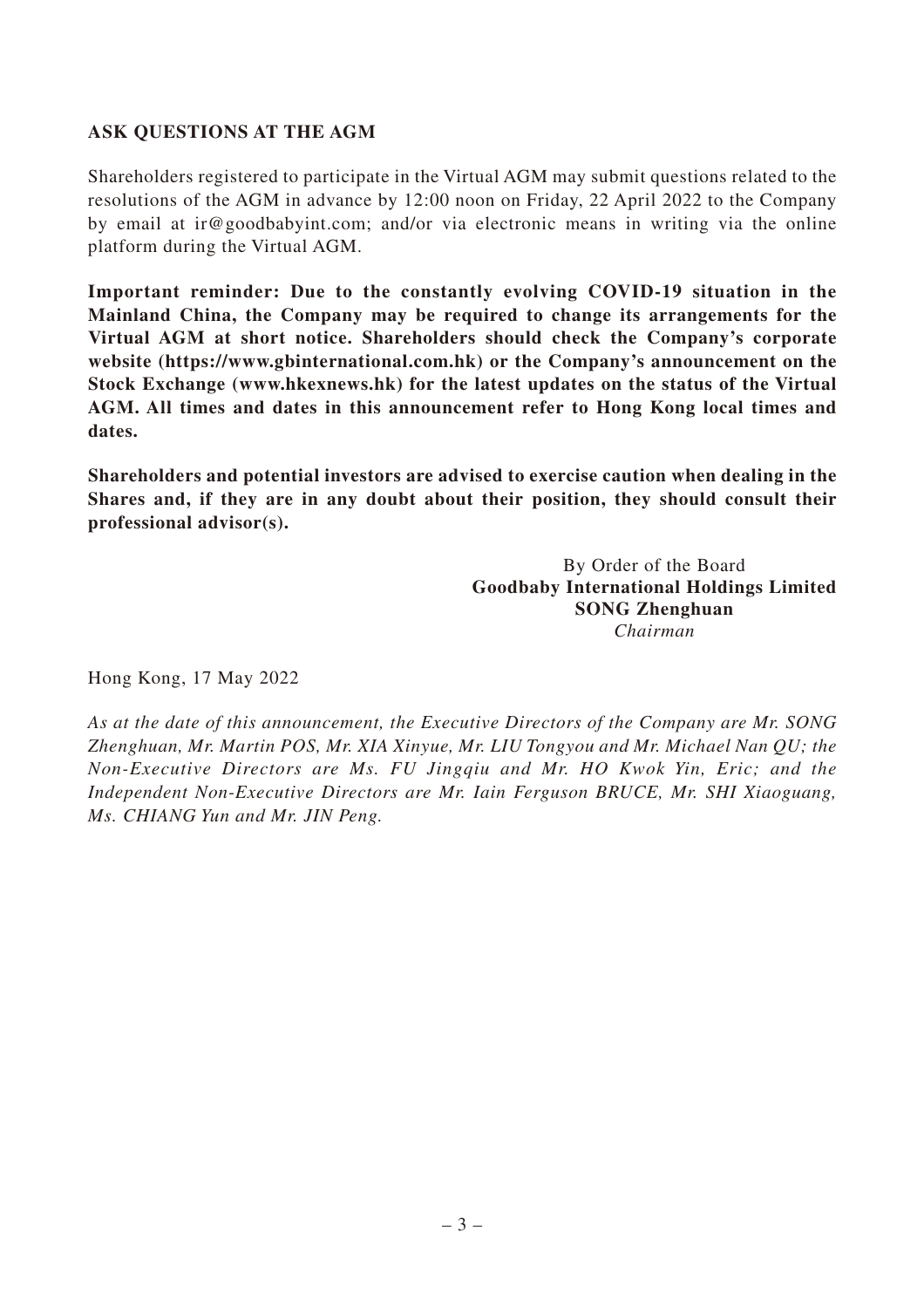## ASK QUESTIONS AT THE AGM

Shareholders registered to participate in the Virtual AGM may submit questions related to the resolutions of the AGM in advance by 12:00 noon on Friday, 22 April 2022 to the Company by email at ir@goodbabyint.com; and/or via electronic means in writing via the online platform during the Virtual AGM.

**Important reminder: Due to the constantly evolving COVID-19 situation in the Mainland China, the Company may be required to change its arrangements for the Virtual AGM at short notice. Shareholders should check the Company's corporate website (https://www.gbinternational.com.hk) or the Company's announcement on the Stock Exchange (www.hkexnews.hk) for the latest updates on the status of the Virtual AGM. All times and dates in this announcement refer to Hong Kong local times and dates.**

**Shareholders and potential investors are advised to exercise caution when dealing in the Shares and, if they are in any doubt about their position, they should consult their professional advisor(s).**

By Order of the Board
**Goodbaby International Holdings Limited**
**SONG Zhenghuan**
*Chairman*

Hong Kong, 17 May 2022

*As at the date of this announcement, the Executive Directors of the Company are Mr. SONG Zhenghuan, Mr. Martin POS, Mr. XIA Xinyue, Mr. LIU Tongyou and Mr. Michael Nan QU; the Non-Executive Directors are Ms. FU Jingqiu and Mr. HO Kwok Yin, Eric; and the Independent Non-Executive Directors are Mr. Iain Ferguson BRUCE, Mr. SHI Xiaoguang, Ms. CHIANG Yun and Mr. JIN Peng.*